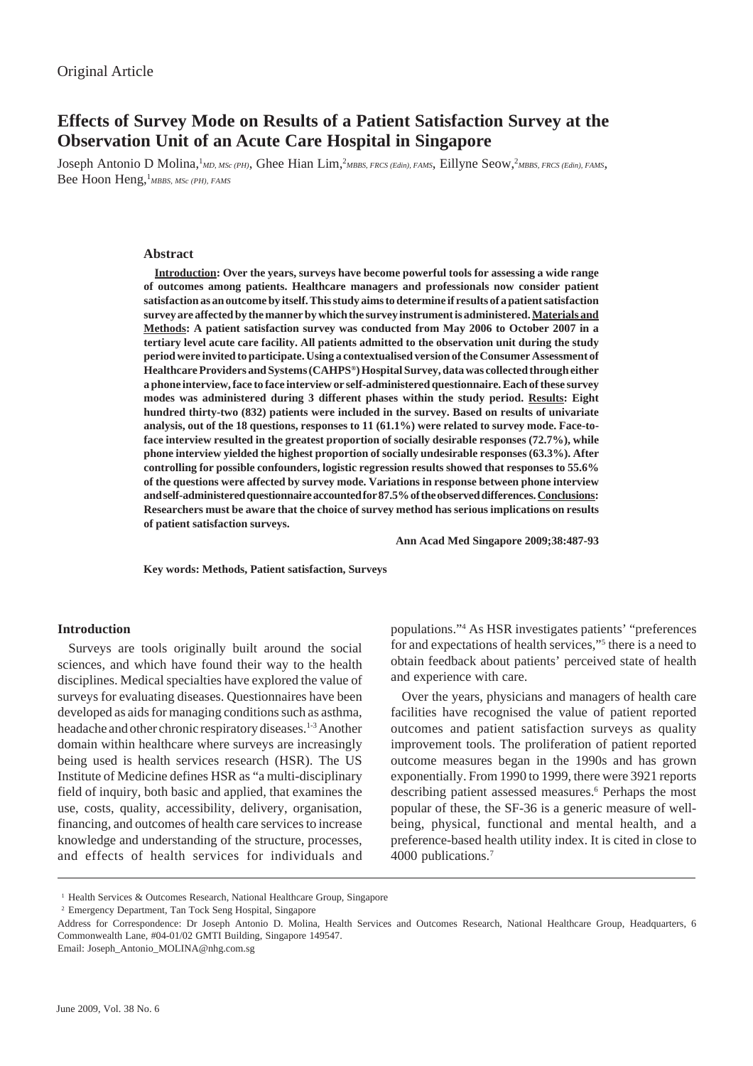Original Article

# Effects of Survey Mode on Results of a Patient Satisfaction Survey at the Observation Unit of an Acute Care Hospital in Singapore

Joseph Antonio D Molina,[1] *MD, MSc (PH)*, Ghee Hian Lim,[2] *MBBS, FRCS (Edin), FAMS*, Eillyne Seow,[2] *MBBS, FRCS (Edin), FAMS*, Bee Hoon Heng,[1] *MBBS, MSc (PH), FAMS*

## Abstract

**Introduction: Over the years, surveys have become powerful tools for assessing a wide range of outcomes among patients. Healthcare managers and professionals now consider patient satisfaction as an outcome by itself. This study aims to determine if results of a patient satisfaction survey are affected by the manner by which the survey instrument is administered. Materials and Methods: A patient satisfaction survey was conducted from May 2006 to October 2007 in a tertiary level acute care facility. All patients admitted to the observation unit during the study period were invited to participate. Using a contextualised version of the Consumer Assessment of Healthcare Providers and Systems (CAHPS®) Hospital Survey, data was collected through either a phone interview, face to face interview or self-administered questionnaire. Each of these survey modes was administered during 3 different phases within the study period. Results: Eight hundred thirty-two (832) patients were included in the survey. Based on results of univariate analysis, out of the 18 questions, responses to 11 (61.1%) were related to survey mode. Face-to-face interview resulted in the greatest proportion of socially desirable responses (72.7%), while phone interview yielded the highest proportion of socially undesirable responses (63.3%). After controlling for possible confounders, logistic regression results showed that responses to 55.6% of the questions were affected by survey mode. Variations in response between phone interview and self-administered questionnaire accounted for 87.5% of the observed differences. Conclusions: Researchers must be aware that the choice of survey method has serious implications on results of patient satisfaction surveys.**

**Ann Acad Med Singapore 2009;38:487-93**

**Key words: Methods, Patient satisfaction, Surveys**

## Introduction

Surveys are tools originally built around the social sciences, and which have found their way to the health disciplines. Medical specialties have explored the value of surveys for evaluating diseases. Questionnaires have been developed as aids for managing conditions such as asthma, headache and other chronic respiratory diseases.[1-3] Another domain within healthcare where surveys are increasingly being used is health services research (HSR). The US Institute of Medicine defines HSR as "a multi-disciplinary field of inquiry, both basic and applied, that examines the use, costs, quality, accessibility, delivery, organisation, financing, and outcomes of health care services to increase knowledge and understanding of the structure, processes, and effects of health services for individuals and populations."[4] As HSR investigates patients' "preferences for and expectations of health services,"[5] there is a need to obtain feedback about patients' perceived state of health and experience with care.

Over the years, physicians and managers of health care facilities have recognised the value of patient reported outcomes and patient satisfaction surveys as quality improvement tools. The proliferation of patient reported outcome measures began in the 1990s and has grown exponentially. From 1990 to 1999, there were 3921 reports describing patient assessed measures.[6] Perhaps the most popular of these, the SF-36 is a generic measure of well-being, physical, functional and mental health, and a preference-based health utility index. It is cited in close to 4000 publications.[7]

[1] Health Services & Outcomes Research, National Healthcare Group, Singapore

[2] Emergency Department, Tan Tock Seng Hospital, Singapore

Address for Correspondence: Dr Joseph Antonio D. Molina, Health Services and Outcomes Research, National Healthcare Group, Headquarters, 6 Commonwealth Lane, #04-01/02 GMTI Building, Singapore 149547.

Email: Joseph_Antonio_MOLINA@nhg.com.sg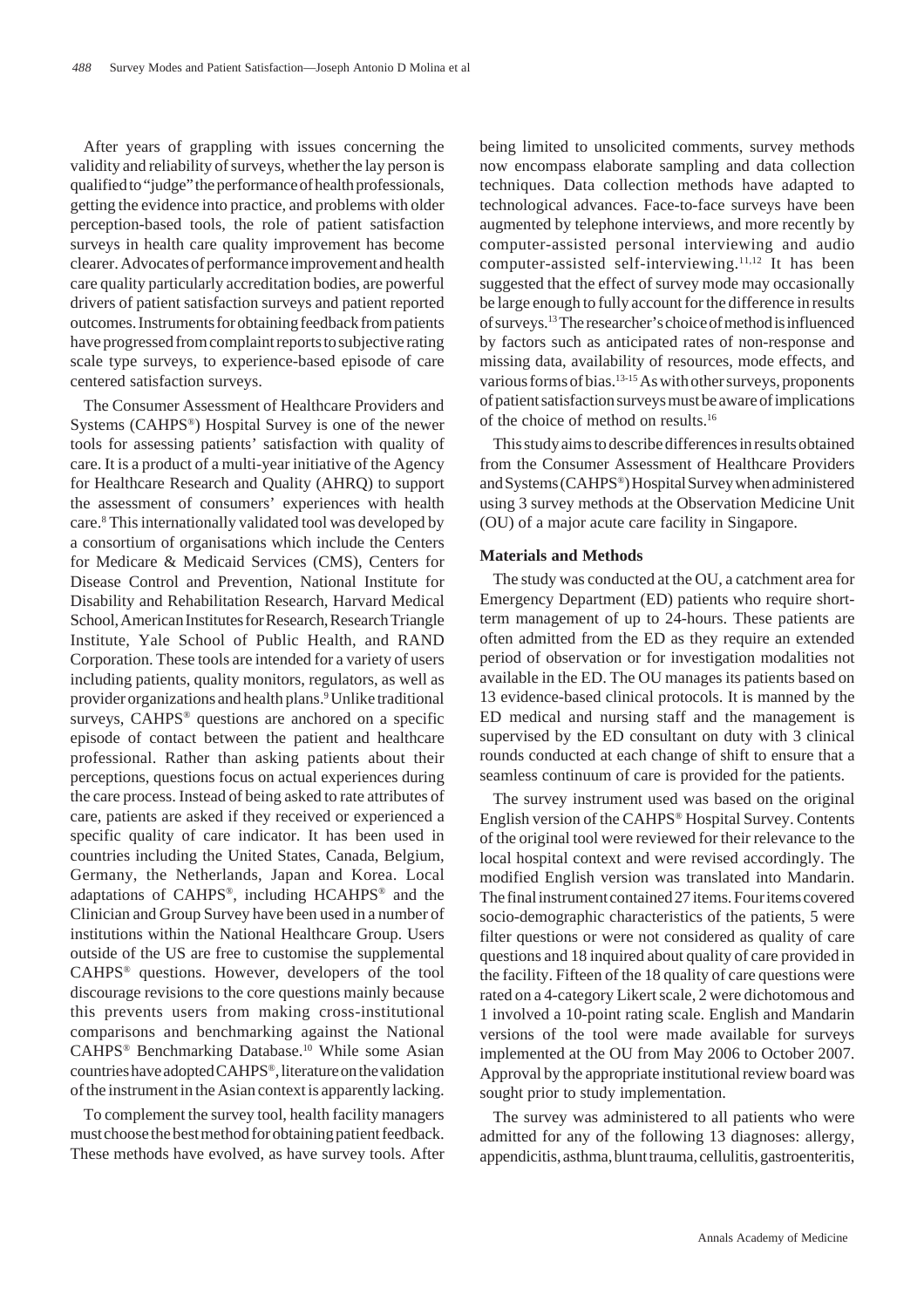After years of grappling with issues concerning the validity and reliability of surveys, whether the lay person is qualified to "judge" the performance of health professionals, getting the evidence into practice, and problems with older perception-based tools, the role of patient satisfaction surveys in health care quality improvement has become clearer. Advocates of performance improvement and health care quality particularly accreditation bodies, are powerful drivers of patient satisfaction surveys and patient reported outcomes. Instruments for obtaining feedback from patients have progressed from complaint reports to subjective rating scale type surveys, to experience-based episode of care centered satisfaction surveys.

The Consumer Assessment of Healthcare Providers and Systems (CAHPS®) Hospital Survey is one of the newer tools for assessing patients' satisfaction with quality of care. It is a product of a multi-year initiative of the Agency for Healthcare Research and Quality (AHRQ) to support the assessment of consumers' experiences with health care.[8] This internationally validated tool was developed by a consortium of organisations which include the Centers for Medicare & Medicaid Services (CMS), Centers for Disease Control and Prevention, National Institute for Disability and Rehabilitation Research, Harvard Medical School, American Institutes for Research, Research Triangle Institute, Yale School of Public Health, and RAND Corporation. These tools are intended for a variety of users including patients, quality monitors, regulators, as well as provider organizations and health plans.[9] Unlike traditional surveys, CAHPS® questions are anchored on a specific episode of contact between the patient and healthcare professional. Rather than asking patients about their perceptions, questions focus on actual experiences during the care process. Instead of being asked to rate attributes of care, patients are asked if they received or experienced a specific quality of care indicator. It has been used in countries including the United States, Canada, Belgium, Germany, the Netherlands, Japan and Korea. Local adaptations of CAHPS®, including HCAHPS® and the Clinician and Group Survey have been used in a number of institutions within the National Healthcare Group. Users outside of the US are free to customise the supplemental CAHPS® questions. However, developers of the tool discourage revisions to the core questions mainly because this prevents users from making cross-institutional comparisons and benchmarking against the National CAHPS® Benchmarking Database.[10] While some Asian countries have adopted CAHPS®, literature on the validation of the instrument in the Asian context is apparently lacking.

To complement the survey tool, health facility managers must choose the best method for obtaining patient feedback. These methods have evolved, as have survey tools. After being limited to unsolicited comments, survey methods now encompass elaborate sampling and data collection techniques. Data collection methods have adapted to technological advances. Face-to-face surveys have been augmented by telephone interviews, and more recently by computer-assisted personal interviewing and audio computer-assisted self-interviewing.[11,12] It has been suggested that the effect of survey mode may occasionally be large enough to fully account for the difference in results of surveys.[13] The researcher's choice of method is influenced by factors such as anticipated rates of non-response and missing data, availability of resources, mode effects, and various forms of bias.[13-15] As with other surveys, proponents of patient satisfaction surveys must be aware of implications of the choice of method on results.[16]

This study aims to describe differences in results obtained from the Consumer Assessment of Healthcare Providers and Systems (CAHPS®) Hospital Survey when administered using 3 survey methods at the Observation Medicine Unit (OU) of a major acute care facility in Singapore.

## Materials and Methods

The study was conducted at the OU, a catchment area for Emergency Department (ED) patients who require short-term management of up to 24-hours. These patients are often admitted from the ED as they require an extended period of observation or for investigation modalities not available in the ED. The OU manages its patients based on 13 evidence-based clinical protocols. It is manned by the ED medical and nursing staff and the management is supervised by the ED consultant on duty with 3 clinical rounds conducted at each change of shift to ensure that a seamless continuum of care is provided for the patients.

The survey instrument used was based on the original English version of the CAHPS® Hospital Survey. Contents of the original tool were reviewed for their relevance to the local hospital context and were revised accordingly. The modified English version was translated into Mandarin. The final instrument contained 27 items. Four items covered socio-demographic characteristics of the patients, 5 were filter questions or were not considered as quality of care questions and 18 inquired about quality of care provided in the facility. Fifteen of the 18 quality of care questions were rated on a 4-category Likert scale, 2 were dichotomous and 1 involved a 10-point rating scale. English and Mandarin versions of the tool were made available for surveys implemented at the OU from May 2006 to October 2007. Approval by the appropriate institutional review board was sought prior to study implementation.

The survey was administered to all patients who were admitted for any of the following 13 diagnoses: allergy, appendicitis, asthma, blunt trauma, cellulitis, gastroenteritis,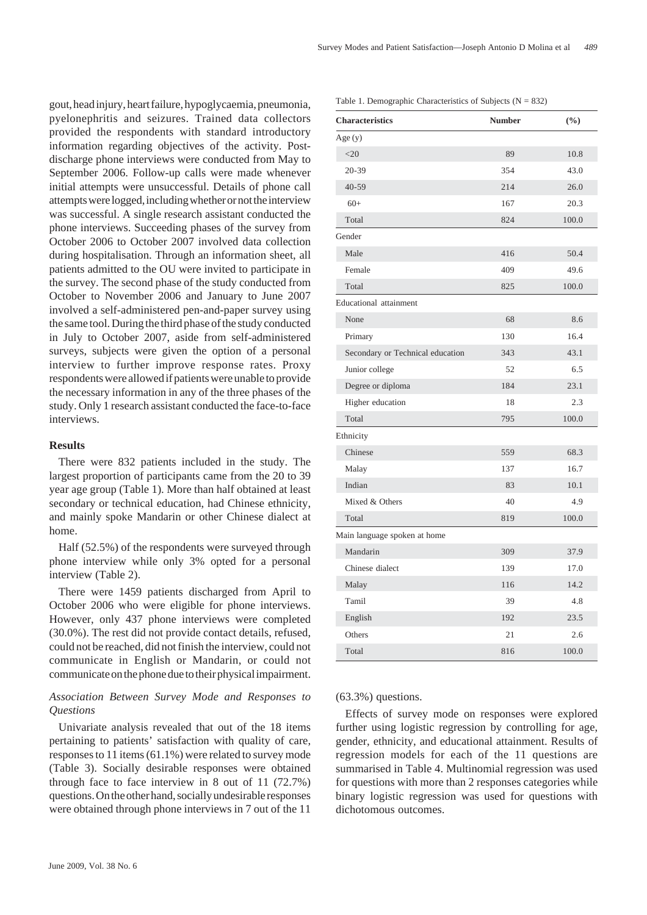gout, head injury, heart failure, hypoglycaemia, pneumonia, pyelonephritis and seizures. Trained data collectors provided the respondents with standard introductory information regarding objectives of the activity. Post-discharge phone interviews were conducted from May to September 2006. Follow-up calls were made whenever initial attempts were unsuccessful. Details of phone call attempts were logged, including whether or not the interview was successful. A single research assistant conducted the phone interviews. Succeeding phases of the survey from October 2006 to October 2007 involved data collection during hospitalisation. Through an information sheet, all patients admitted to the OU were invited to participate in the survey. The second phase of the study conducted from October to November 2006 and January to June 2007 involved a self-administered pen-and-paper survey using the same tool. During the third phase of the study conducted in July to October 2007, aside from self-administered surveys, subjects were given the option of a personal interview to further improve response rates. Proxy respondents were allowed if patients were unable to provide the necessary information in any of the three phases of the study. Only 1 research assistant conducted the face-to-face interviews.

### Results

There were 832 patients included in the study. The largest proportion of participants came from the 20 to 39 year age group (Table 1). More than half obtained at least secondary or technical education, had Chinese ethnicity, and mainly spoke Mandarin or other Chinese dialect at home.

Half (52.5%) of the respondents were surveyed through phone interview while only 3% opted for a personal interview (Table 2).

There were 1459 patients discharged from April to October 2006 who were eligible for phone interviews. However, only 437 phone interviews were completed (30.0%). The rest did not provide contact details, refused, could not be reached, did not finish the interview, could not communicate in English or Mandarin, or could not communicate on the phone due to their physical impairment.

#### *Association Between Survey Mode and Responses to Questions*

Univariate analysis revealed that out of the 18 items pertaining to patients' satisfaction with quality of care, responses to 11 items (61.1%) were related to survey mode (Table 3). Socially desirable responses were obtained through face to face interview in 8 out of 11 (72.7%) questions. On the other hand, socially undesirable responses were obtained through phone interviews in 7 out of the 11 (63.3%) questions.

Table 1. Demographic Characteristics of Subjects (N = 832)

| Characteristics | Number | (%) |
|---|---|---|
| Age (y) | | |
| <20 | 89 | 10.8 |
| 20-39 | 354 | 43.0 |
| 40-59 | 214 | 26.0 |
| 60+ | 167 | 20.3 |
| Total | 824 | 100.0 |
| Gender | | |
| Male | 416 | 50.4 |
| Female | 409 | 49.6 |
| Total | 825 | 100.0 |
| Educational attainment | | |
| None | 68 | 8.6 |
| Primary | 130 | 16.4 |
| Secondary or Technical education | 343 | 43.1 |
| Junior college | 52 | 6.5 |
| Degree or diploma | 184 | 23.1 |
| Higher education | 18 | 2.3 |
| Total | 795 | 100.0 |
| Ethnicity | | |
| Chinese | 559 | 68.3 |
| Malay | 137 | 16.7 |
| Indian | 83 | 10.1 |
| Mixed & Others | 40 | 4.9 |
| Total | 819 | 100.0 |
| Main language spoken at home | | |
| Mandarin | 309 | 37.9 |
| Chinese dialect | 139 | 17.0 |
| Malay | 116 | 14.2 |
| Tamil | 39 | 4.8 |
| English | 192 | 23.5 |
| Others | 21 | 2.6 |
| Total | 816 | 100.0 |

Effects of survey mode on responses were explored further using logistic regression by controlling for age, gender, ethnicity, and educational attainment. Results of regression models for each of the 11 questions are summarised in Table 4. Multinomial regression was used for questions with more than 2 responses categories while binary logistic regression was used for questions with dichotomous outcomes.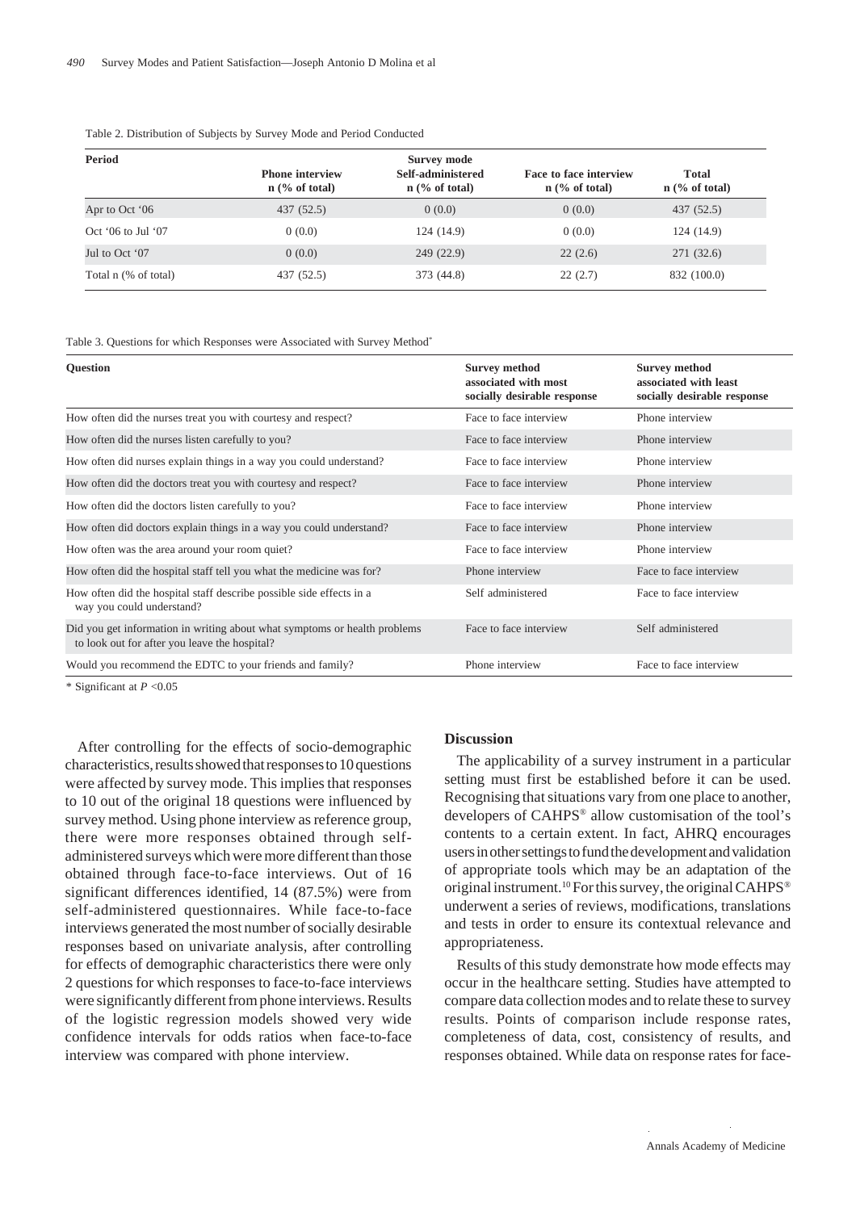Table 2. Distribution of Subjects by Survey Mode and Period Conducted

| Period | Survey mode | | | |
|---|---|---|---|---|
| | Phone interview n (% of total) | Self-administered n (% of total) | Face to face interview n (% of total) | Total n (% of total) |
| Apr to Oct '06 | 437 (52.5) | 0 (0.0) | 0 (0.0) | 437 (52.5) |
| Oct '06 to Jul '07 | 0 (0.0) | 124 (14.9) | 0 (0.0) | 124 (14.9) |
| Jul to Oct '07 | 0 (0.0) | 249 (22.9) | 22 (2.6) | 271 (32.6) |
| Total n (% of total) | 437 (52.5) | 373 (44.8) | 22 (2.7) | 832 (100.0) |

Table 3. Questions for which Responses were Associated with Survey Method*

| Question | Survey method associated with most socially desirable response | Survey method associated with least socially desirable response |
|---|---|---|
| How often did the nurses treat you with courtesy and respect? | Face to face interview | Phone interview |
| How often did the nurses listen carefully to you? | Face to face interview | Phone interview |
| How often did nurses explain things in a way you could understand? | Face to face interview | Phone interview |
| How often did the doctors treat you with courtesy and respect? | Face to face interview | Phone interview |
| How often did the doctors listen carefully to you? | Face to face interview | Phone interview |
| How often did doctors explain things in a way you could understand? | Face to face interview | Phone interview |
| How often was the area around your room quiet? | Face to face interview | Phone interview |
| How often did the hospital staff tell you what the medicine was for? | Phone interview | Face to face interview |
| How often did the hospital staff describe possible side effects in a way you could understand? | Self administered | Face to face interview |
| Did you get information in writing about what symptoms or health problems to look out for after you leave the hospital? | Face to face interview | Self administered |
| Would you recommend the EDTC to your friends and family? | Phone interview | Face to face interview |

* Significant at $P < 0.05$

After controlling for the effects of socio-demographic characteristics, results showed that responses to 10 questions were affected by survey mode. This implies that responses to 10 out of the original 18 questions were influenced by survey method. Using phone interview as reference group, there were more responses obtained through self-administered surveys which were more different than those obtained through face-to-face interviews. Out of 16 significant differences identified, 14 (87.5%) were from self-administered questionnaires. While face-to-face interviews generated the most number of socially desirable responses based on univariate analysis, after controlling for effects of demographic characteristics there were only 2 questions for which responses to face-to-face interviews were significantly different from phone interviews. Results of the logistic regression models showed very wide confidence intervals for odds ratios when face-to-face interview was compared with phone interview.

## Discussion

The applicability of a survey instrument in a particular setting must first be established before it can be used. Recognising that situations vary from one place to another, developers of CAHPS® allow customisation of the tool's contents to a certain extent. In fact, AHRQ encourages users in other settings to fund the development and validation of appropriate tools which may be an adaptation of the original instrument.[10] For this survey, the original CAHPS® underwent a series of reviews, modifications, translations and tests in order to ensure its contextual relevance and appropriateness.

Results of this study demonstrate how mode effects may occur in the healthcare setting. Studies have attempted to compare data collection modes and to relate these to survey results. Points of comparison include response rates, completeness of data, cost, consistency of results, and responses obtained. While data on response rates for face-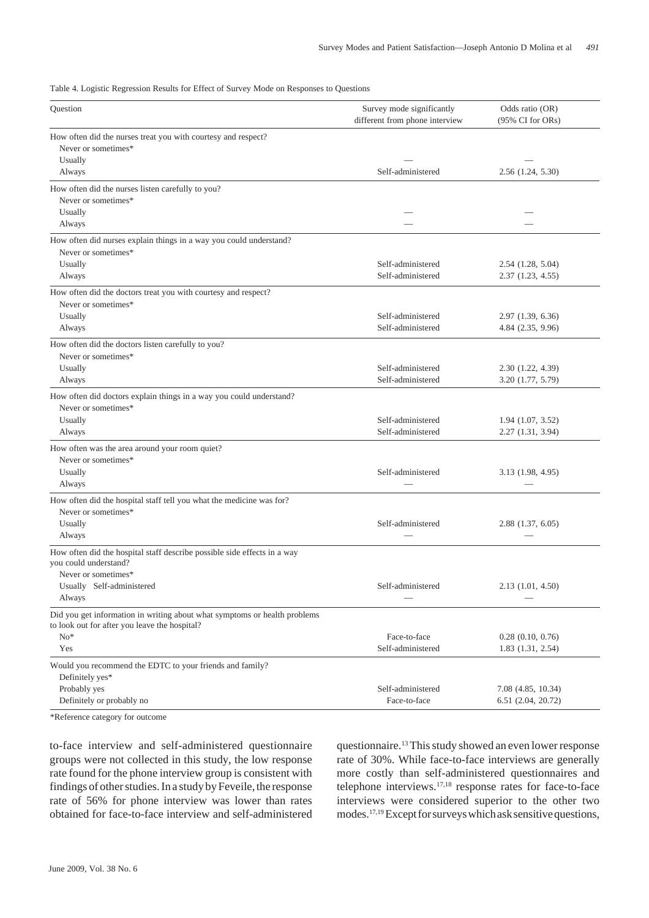Table 4. Logistic Regression Results for Effect of Survey Mode on Responses to Questions

| Question | Survey mode significantly different from phone interview | Odds ratio (OR) (95% CI for ORs) |
|---|---|---|
| How often did the nurses treat you with courtesy and respect? | | |
| Never or sometimes* | | |
| Usually | — | — |
| Always | Self-administered | 2.56 (1.24, 5.30) |
| How often did the nurses listen carefully to you? | | |
| Never or sometimes* | | |
| Usually | — | — |
| Always | — | — |
| How often did nurses explain things in a way you could understand? | | |
| Never or sometimes* | | |
| Usually | Self-administered | 2.54 (1.28, 5.04) |
| Always | Self-administered | 2.37 (1.23, 4.55) |
| How often did the doctors treat you with courtesy and respect? | | |
| Never or sometimes* | | |
| Usually | Self-administered | 2.97 (1.39, 6.36) |
| Always | Self-administered | 4.84 (2.35, 9.96) |
| How often did the doctors listen carefully to you? | | |
| Never or sometimes* | | |
| Usually | Self-administered | 2.30 (1.22, 4.39) |
| Always | Self-administered | 3.20 (1.77, 5.79) |
| How often did doctors explain things in a way you could understand? | | |
| Never or sometimes* | | |
| Usually | Self-administered | 1.94 (1.07, 3.52) |
| Always | Self-administered | 2.27 (1.31, 3.94) |
| How often was the area around your room quiet? | | |
| Never or sometimes* | | |
| Usually | Self-administered | 3.13 (1.98, 4.95) |
| Always | — | — |
| How often did the hospital staff tell you what the medicine was for? | | |
| Never or sometimes* | | |
| Usually | Self-administered | 2.88 (1.37, 6.05) |
| Always | — | — |
| How often did the hospital staff describe possible side effects in a way you could understand? | | |
| Never or sometimes* | | |
| Usually Self-administered | Self-administered | 2.13 (1.01, 4.50) |
| Always | — | — |
| Did you get information in writing about what symptoms or health problems to look out for after you leave the hospital? | | |
| No* | Face-to-face | 0.28 (0.10, 0.76) |
| Yes | Self-administered | 1.83 (1.31, 2.54) |
| Would you recommend the EDTC to your friends and family? | | |
| Definitely yes* | | |
| Probably yes | Self-administered | 7.08 (4.85, 10.34) |
| Definitely or probably no | Face-to-face | 6.51 (2.04, 20.72) |

*Reference category for outcome

to-face interview and self-administered questionnaire groups were not collected in this study, the low response rate found for the phone interview group is consistent with findings of other studies. In a study by Feveile, the response rate of 56% for phone interview was lower than rates obtained for face-to-face interview and self-administered questionnaire.[13] This study showed an even lower response rate of 30%. While face-to-face interviews are generally more costly than self-administered questionnaires and telephone interviews.[17,18] response rates for face-to-face interviews were considered superior to the other two modes.[17,19] Except for surveys which ask sensitive questions,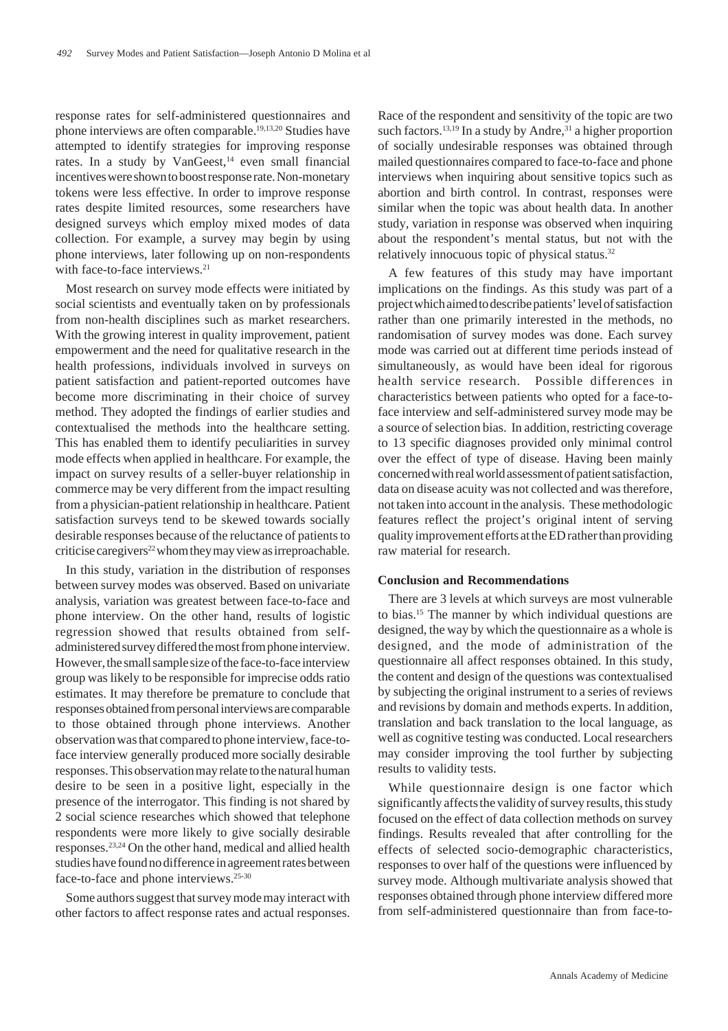response rates for self-administered questionnaires and phone interviews are often comparable.[19,13,20] Studies have attempted to identify strategies for improving response rates. In a study by VanGeest,[14] even small financial incentives were shown to boost response rate. Non-monetary tokens were less effective. In order to improve response rates despite limited resources, some researchers have designed surveys which employ mixed modes of data collection. For example, a survey may begin by using phone interviews, later following up on non-respondents with face-to-face interviews.[21]

Most research on survey mode effects were initiated by social scientists and eventually taken on by professionals from non-health disciplines such as market researchers. With the growing interest in quality improvement, patient empowerment and the need for qualitative research in the health professions, individuals involved in surveys on patient satisfaction and patient-reported outcomes have become more discriminating in their choice of survey method. They adopted the findings of earlier studies and contextualised the methods into the healthcare setting. This has enabled them to identify peculiarities in survey mode effects when applied in healthcare. For example, the impact on survey results of a seller-buyer relationship in commerce may be very different from the impact resulting from a physician-patient relationship in healthcare. Patient satisfaction surveys tend to be skewed towards socially desirable responses because of the reluctance of patients to criticise caregivers[22] whom they may view as irreproachable.

In this study, variation in the distribution of responses between survey modes was observed. Based on univariate analysis, variation was greatest between face-to-face and phone interview. On the other hand, results of logistic regression showed that results obtained from self-administered survey differed the most from phone interview. However, the small sample size of the face-to-face interview group was likely to be responsible for imprecise odds ratio estimates. It may therefore be premature to conclude that responses obtained from personal interviews are comparable to those obtained through phone interviews. Another observation was that compared to phone interview, face-to-face interview generally produced more socially desirable responses. This observation may relate to the natural human desire to be seen in a positive light, especially in the presence of the interrogator. This finding is not shared by 2 social science researches which showed that telephone respondents were more likely to give socially desirable responses.[23,24] On the other hand, medical and allied health studies have found no difference in agreement rates between face-to-face and phone interviews.[25-30]

Some authors suggest that survey mode may interact with other factors to affect response rates and actual responses. Race of the respondent and sensitivity of the topic are two such factors.[13,19] In a study by Andre,[31] a higher proportion of socially undesirable responses was obtained through mailed questionnaires compared to face-to-face and phone interviews when inquiring about sensitive topics such as abortion and birth control. In contrast, responses were similar when the topic was about health data. In another study, variation in response was observed when inquiring about the respondent's mental status, but not with the relatively innocuous topic of physical status.[32]

A few features of this study may have important implications on the findings. As this study was part of a project which aimed to describe patients' level of satisfaction rather than one primarily interested in the methods, no randomisation of survey modes was done. Each survey mode was carried out at different time periods instead of simultaneously, as would have been ideal for rigorous health service research. Possible differences in characteristics between patients who opted for a face-to-face interview and self-administered survey mode may be a source of selection bias. In addition, restricting coverage to 13 specific diagnoses provided only minimal control over the effect of type of disease. Having been mainly concerned with real world assessment of patient satisfaction, data on disease acuity was not collected and was therefore, not taken into account in the analysis. These methodologic features reflect the project's original intent of serving quality improvement efforts at the ED rather than providing raw material for research.

## Conclusion and Recommendations

There are 3 levels at which surveys are most vulnerable to bias.[15] The manner by which individual questions are designed, the way by which the questionnaire as a whole is designed, and the mode of administration of the questionnaire all affect responses obtained. In this study, the content and design of the questions was contextualised by subjecting the original instrument to a series of reviews and revisions by domain and methods experts. In addition, translation and back translation to the local language, as well as cognitive testing was conducted. Local researchers may consider improving the tool further by subjecting results to validity tests.

While questionnaire design is one factor which significantly affects the validity of survey results, this study focused on the effect of data collection methods on survey findings. Results revealed that after controlling for the effects of selected socio-demographic characteristics, responses to over half of the questions were influenced by survey mode. Although multivariate analysis showed that responses obtained through phone interview differed more from self-administered questionnaire than from face-to-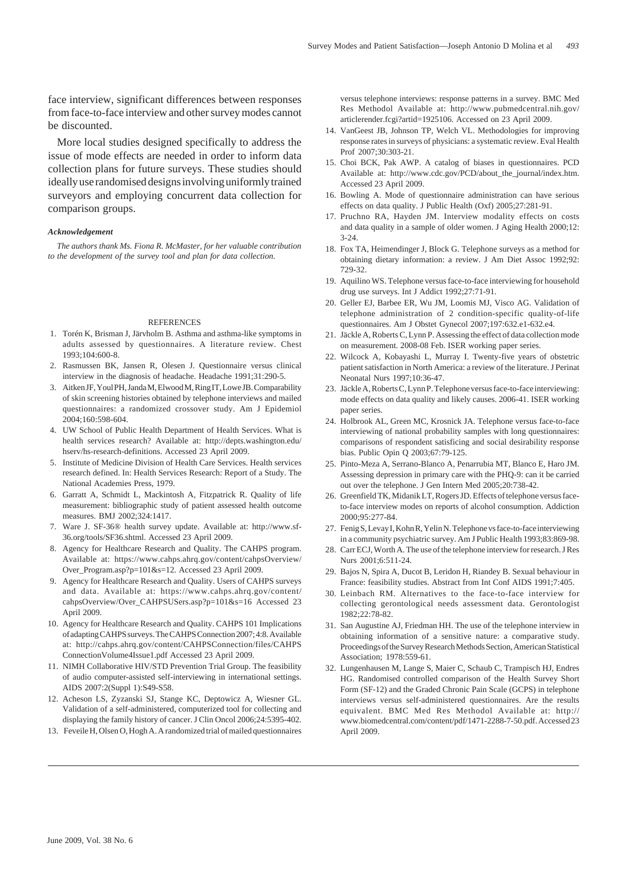face interview, significant differences between responses from face-to-face interview and other survey modes cannot be discounted.

More local studies designed specifically to address the issue of mode effects are needed in order to inform data collection plans for future surveys. These studies should ideally use randomised designs involving uniformly trained surveyors and employing concurrent data collection for comparison groups.

***Acknowledgement***

*The authors thank Ms. Fiona R. McMaster, for her valuable contribution to the development of the survey tool and plan for data collection.*

## REFERENCES

1. Torén K, Brisman J, Järvholm B. Asthma and asthma-like symptoms in adults assessed by questionnaires. A literature review. Chest 1993;104:600-8.
2. Rasmussen BK, Jansen R, Olesen J. Questionnaire versus clinical interview in the diagnosis of headache. Headache 1991;31:290-5.
3. Aitken JF, Youl PH, Janda M, Elwood M, Ring IT, Lowe JB. Comparability of skin screening histories obtained by telephone interviews and mailed questionnaires: a randomized crossover study. Am J Epidemiol 2004;160:598-604.
4. UW School of Public Health Department of Health Services. What is health services research? Available at: http://depts.washington.edu/hserv/hs-research-definitions. Accessed 23 April 2009.
5. Institute of Medicine Division of Health Care Services. Health services research defined. In: Health Services Research: Report of a Study. The National Academies Press, 1979.
6. Garratt A, Schmidt L, Mackintosh A, Fitzpatrick R. Quality of life measurement: bibliographic study of patient assessed health outcome measures. BMJ 2002;324:1417.
7. Ware J. SF-36® health survey update. Available at: http://www.sf-36.org/tools/SF36.shtml. Accessed 23 April 2009.
8. Agency for Healthcare Research and Quality. The CAHPS program. Available at: https://www.cahps.ahrq.gov/content/cahpsOverview/Over_Program.asp?p=101&s=12. Accessed 23 April 2009.
9. Agency for Healthcare Research and Quality. Users of CAHPS surveys and data. Available at: https://www.cahps.ahrq.gov/content/cahpsOverview/Over_CAHPSUSers.asp?p=101&s=16 Accessed 23 April 2009.
10. Agency for Healthcare Research and Quality. CAHPS 101 Implications of adapting CAHPS surveys. The CAHPS Connection 2007; 4:8. Available at: http://cahps.ahrq.gov/content/CAHPSConnection/files/CAHPS ConnectionVolume4Issue1.pdf Accessed 23 April 2009.
11. NIMH Collaborative HIV/STD Prevention Trial Group. The feasibility of audio computer-assisted self-interviewing in international settings. AIDS 2007:2(Suppl 1):S49-S58.
12. Acheson LS, Zyzanski SJ, Stange KC, Deptowicz A, Wiesner GL. Validation of a self-administered, computerized tool for collecting and displaying the family history of cancer. J Clin Oncol 2006;24:5395-402.
13. Feveile H, Olsen O, Hogh A. A randomized trial of mailed questionnaires versus telephone interviews: response patterns in a survey. BMC Med Res Methodol Available at: http://www.pubmedcentral.nih.gov/articlerender.fcgi?artid=1925106. Accessed on 23 April 2009.
14. VanGeest JB, Johnson TP, Welch VL. Methodologies for improving response rates in surveys of physicians: a systematic review. Eval Health Prof 2007;30:303-21.
15. Choi BCK, Pak AWP. A catalog of biases in questionnaires. PCD Available at: http://www.cdc.gov/PCD/about_the_journal/index.htm. Accessed 23 April 2009.
16. Bowling A. Mode of questionnaire administration can have serious effects on data quality. J Public Health (Oxf) 2005;27:281-91.
17. Pruchno RA, Hayden JM. Interview modality effects on costs and data quality in a sample of older women. J Aging Health 2000;12: 3-24.
18. Fox TA, Heimendinger J, Block G. Telephone surveys as a method for obtaining dietary information: a review. J Am Diet Assoc 1992;92: 729-32.
19. Aquilino WS. Telephone versus face-to-face interviewing for household drug use surveys. Int J Addict 1992;27:71-91.
20. Geller EJ, Barbee ER, Wu JM, Loomis MJ, Visco AG. Validation of telephone administration of 2 condition-specific quality-of-life questionnaires. Am J Obstet Gynecol 2007;197:632.e1-632.e4.
21. Jäckle A, Roberts C, Lynn P. Assessing the effect of data collection mode on measurement. 2008-08 Feb. ISER working paper series.
22. Wilcock A, Kobayashi L, Murray I. Twenty-five years of obstetric patient satisfaction in North America: a review of the literature. J Perinat Neonatal Nurs 1997;10:36-47.
23. Jäckle A, Roberts C, Lynn P. Telephone versus face-to-face interviewing: mode effects on data quality and likely causes. 2006-41. ISER working paper series.
24. Holbrook AL, Green MC, Krosnick JA. Telephone versus face-to-face interviewing of national probability samples with long questionnaires: comparisons of respondent satisficing and social desirability response bias. Public Opin Q 2003;67:79-125.
25. Pinto-Meza A, Serrano-Blanco A, Penarrubia MT, Blanco E, Haro JM. Assessing depression in primary care with the PHQ-9: can it be carried out over the telephone. J Gen Intern Med 2005;20:738-42.
26. Greenfield TK, Midanik LT, Rogers JD. Effects of telephone versus face-to-face interview modes on reports of alcohol consumption. Addiction 2000;95:277-84.
27. Fenig S, Levay I, Kohn R, Yelin N. Telephone vs face-to-face interviewing in a community psychiatric survey. Am J Public Health 1993;83:869-98.
28. Carr ECJ, Worth A. The use of the telephone interview for research. J Res Nurs 2001;6:511-24.
29. Bajos N, Spira A, Ducot B, Leridon H, Riandey B. Sexual behaviour in France: feasibility studies. Abstract from Int Conf AIDS 1991;7:405.
30. Leinbach RM. Alternatives to the face-to-face interview for collecting gerontological needs assessment data. Gerontologist 1982;22:78-82.
31. San Augustine AJ, Friedman HH. The use of the telephone interview in obtaining information of a sensitive nature: a comparative study. Proceedings of the Survey Research Methods Section, American Statistical Association; 1978:559-61.
32. Lungenhausen M, Lange S, Maier C, Schaub C, Trampisch HJ, Endres HG. Randomised controlled comparison of the Health Survey Short Form (SF-12) and the Graded Chronic Pain Scale (GCPS) in telephone interviews versus self-administered questionnaires. Are the results equivalent. BMC Med Res Methodol Available at: http://www.biomedcentral.com/content/pdf/1471-2288-7-50.pdf. Accessed 23 April 2009.